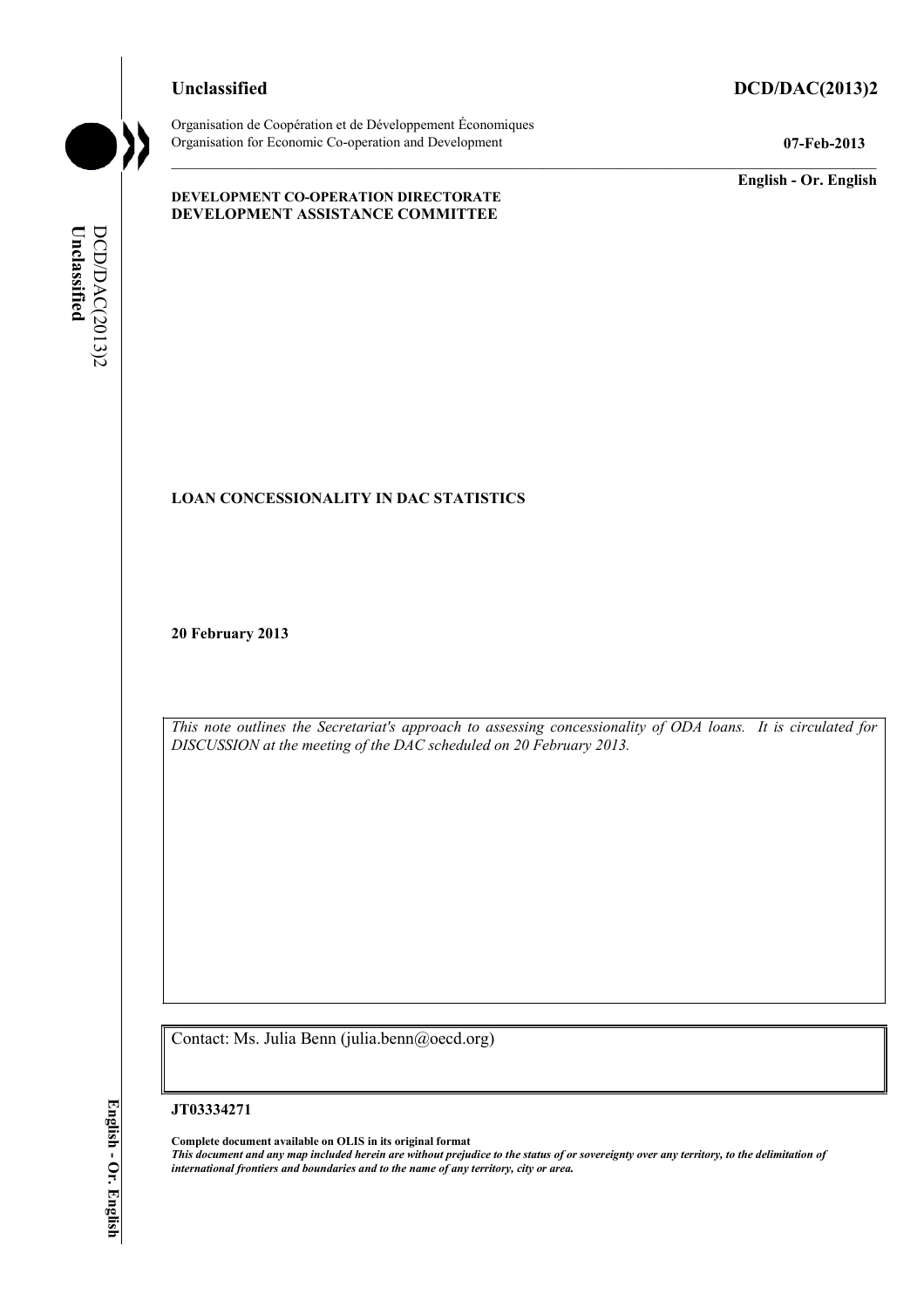**Unclassified** **DCD/DAC(2013)2**

Organisation de Coopération et de Développement Économiques
Organisation for Economic Co-operation and Development

**07-Feb-2013**

**English - Or. English**

**DEVELOPMENT CO-OPERATION DIRECTORATE**
**DEVELOPMENT ASSISTANCE COMMITTEE**

**LOAN CONCESSIONALITY IN DAC STATISTICS**

**20 February 2013**

*This note outlines the Secretariat's approach to assessing concessionality of ODA loans. It is circulated for DISCUSSION at the meeting of the DAC scheduled on 20 February 2013.*

Contact: Ms. Julia Benn (julia.benn@oecd.org)

**JT03334271**

**Complete document available on OLIS in its original format**
***This document and any map included herein are without prejudice to the status of or sovereignty over any territory, to the delimitation of international frontiers and boundaries and to the name of any territory, city or area.***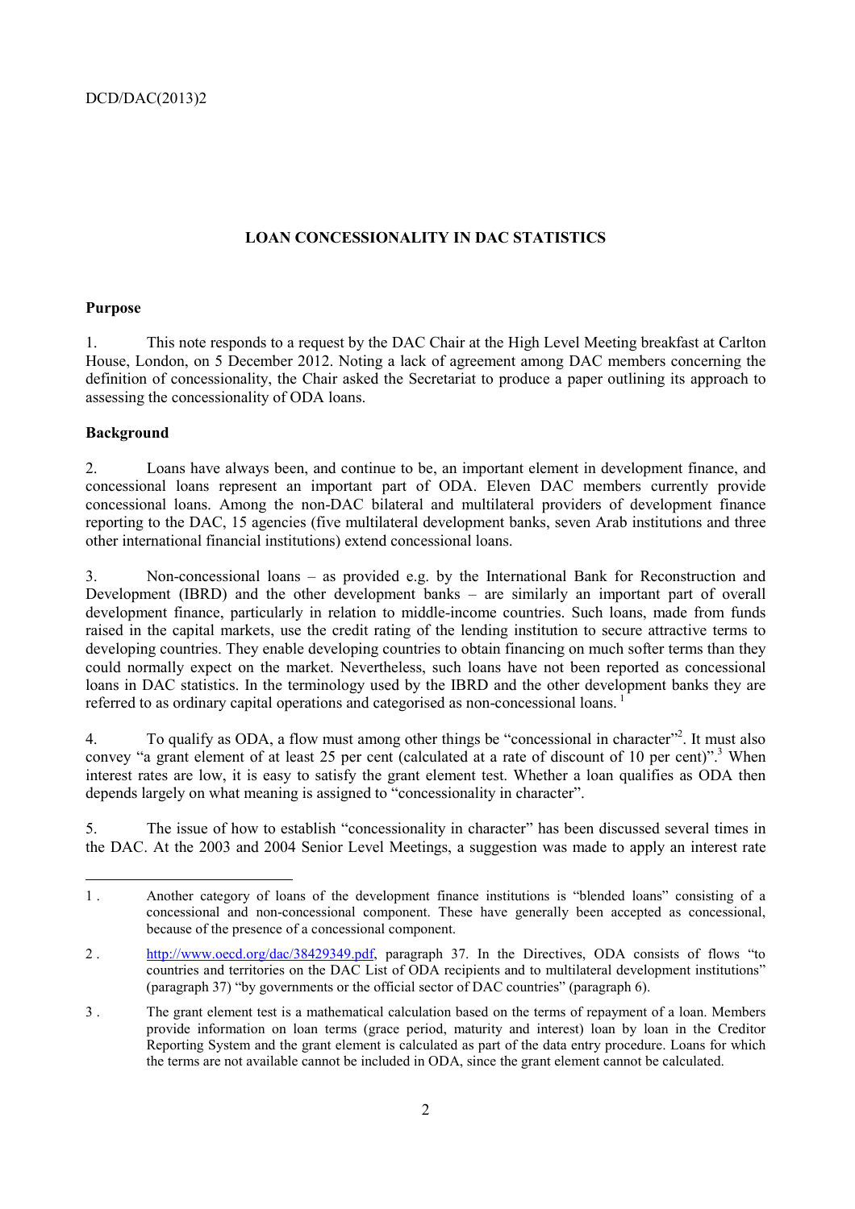## LOAN CONCESSIONALITY IN DAC STATISTICS

### Purpose

1. This note responds to a request by the DAC Chair at the High Level Meeting breakfast at Carlton House, London, on 5 December 2012. Noting a lack of agreement among DAC members concerning the definition of concessionality, the Chair asked the Secretariat to produce a paper outlining its approach to assessing the concessionality of ODA loans.

### Background

2. Loans have always been, and continue to be, an important element in development finance, and concessional loans represent an important part of ODA. Eleven DAC members currently provide concessional loans. Among the non-DAC bilateral and multilateral providers of development finance reporting to the DAC, 15 agencies (five multilateral development banks, seven Arab institutions and three other international financial institutions) extend concessional loans.

3. Non-concessional loans – as provided e.g. by the International Bank for Reconstruction and Development (IBRD) and the other development banks – are similarly an important part of overall development finance, particularly in relation to middle-income countries. Such loans, made from funds raised in the capital markets, use the credit rating of the lending institution to secure attractive terms to developing countries. They enable developing countries to obtain financing on much softer terms than they could normally expect on the market. Nevertheless, such loans have not been reported as concessional loans in DAC statistics. In the terminology used by the IBRD and the other development banks they are referred to as ordinary capital operations and categorised as non-concessional loans. [1]

4. To qualify as ODA, a flow must among other things be "concessional in character"[2]. It must also convey "a grant element of at least 25 per cent (calculated at a rate of discount of 10 per cent)".[3] When interest rates are low, it is easy to satisfy the grant element test. Whether a loan qualifies as ODA then depends largely on what meaning is assigned to "concessionality in character".

5. The issue of how to establish "concessionality in character" has been discussed several times in the DAC. At the 2003 and 2004 Senior Level Meetings, a suggestion was made to apply an interest rate

---

1 . Another category of loans of the development finance institutions is "blended loans" consisting of a concessional and non-concessional component. These have generally been accepted as concessional, because of the presence of a concessional component.

2 . http://www.oecd.org/dac/38429349.pdf, paragraph 37. In the Directives, ODA consists of flows "to countries and territories on the DAC List of ODA recipients and to multilateral development institutions" (paragraph 37) "by governments or the official sector of DAC countries" (paragraph 6).

3 . The grant element test is a mathematical calculation based on the terms of repayment of a loan. Members provide information on loan terms (grace period, maturity and interest) loan by loan in the Creditor Reporting System and the grant element is calculated as part of the data entry procedure. Loans for which the terms are not available cannot be included in ODA, since the grant element cannot be calculated.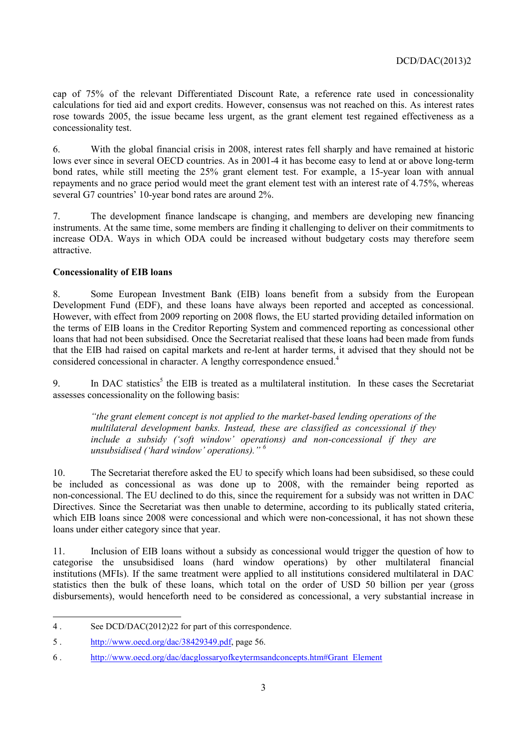cap of 75% of the relevant Differentiated Discount Rate, a reference rate used in concessionality calculations for tied aid and export credits. However, consensus was not reached on this. As interest rates rose towards 2005, the issue became less urgent, as the grant element test regained effectiveness as a concessionality test.

6. With the global financial crisis in 2008, interest rates fell sharply and have remained at historic lows ever since in several OECD countries. As in 2001-4 it has become easy to lend at or above long-term bond rates, while still meeting the 25% grant element test. For example, a 15-year loan with annual repayments and no grace period would meet the grant element test with an interest rate of 4.75%, whereas several G7 countries' 10-year bond rates are around 2%.

7. The development finance landscape is changing, and members are developing new financing instruments. At the same time, some members are finding it challenging to deliver on their commitments to increase ODA. Ways in which ODA could be increased without budgetary costs may therefore seem attractive.

**Concessionality of EIB loans**

8. Some European Investment Bank (EIB) loans benefit from a subsidy from the European Development Fund (EDF), and these loans have always been reported and accepted as concessional. However, with effect from 2009 reporting on 2008 flows, the EU started providing detailed information on the terms of EIB loans in the Creditor Reporting System and commenced reporting as concessional other loans that had not been subsidised. Once the Secretariat realised that these loans had been made from funds that the EIB had raised on capital markets and re-lent at harder terms, it advised that they should not be considered concessional in character. A lengthy correspondence ensued.[4]

9. In DAC statistics[5] the EIB is treated as a multilateral institution. In these cases the Secretariat assesses concessionality on the following basis:

> *"the grant element concept is not applied to the market-based lending operations of the multilateral development banks. Instead, these are classified as concessional if they include a subsidy ('soft window' operations) and non-concessional if they are unsubsidised ('hard window' operations)."*[6]

10. The Secretariat therefore asked the EU to specify which loans had been subsidised, so these could be included as concessional as was done up to 2008, with the remainder being reported as non-concessional. The EU declined to do this, since the requirement for a subsidy was not written in DAC Directives. Since the Secretariat was then unable to determine, according to its publically stated criteria, which EIB loans since 2008 were concessional and which were non-concessional, it has not shown these loans under either category since that year.

11. Inclusion of EIB loans without a subsidy as concessional would trigger the question of how to categorise the unsubsidised loans (hard window operations) by other multilateral financial institutions (MFIs). If the same treatment were applied to all institutions considered multilateral in DAC statistics then the bulk of these loans, which total on the order of USD 50 billion per year (gross disbursements), would henceforth need to be considered as concessional, a very substantial increase in

---

4 . See DCD/DAC(2012)22 for part of this correspondence.

5 . http://www.oecd.org/dac/38429349.pdf, page 56.

6 . http://www.oecd.org/dac/dacglossaryofkeytermsandconcepts.htm#Grant_Element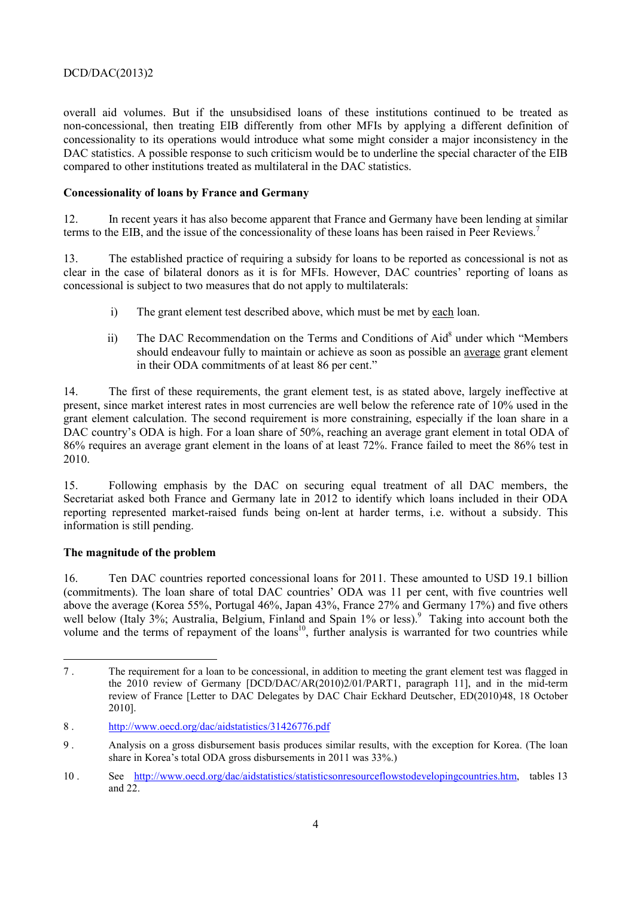overall aid volumes. But if the unsubsidised loans of these institutions continued to be treated as non-concessional, then treating EIB differently from other MFIs by applying a different definition of concessionality to its operations would introduce what some might consider a major inconsistency in the DAC statistics. A possible response to such criticism would be to underline the special character of the EIB compared to other institutions treated as multilateral in the DAC statistics.

**Concessionality of loans by France and Germany**

12. In recent years it has also become apparent that France and Germany have been lending at similar terms to the EIB, and the issue of the concessionality of these loans has been raised in Peer Reviews.[7]

13. The established practice of requiring a subsidy for loans to be reported as concessional is not as clear in the case of bilateral donors as it is for MFIs. However, DAC countries' reporting of loans as concessional is subject to two measures that do not apply to multilaterals:

i) The grant element test described above, which must be met by each loan.

ii) The DAC Recommendation on the Terms and Conditions of Aid[8] under which "Members should endeavour fully to maintain or achieve as soon as possible an average grant element in their ODA commitments of at least 86 per cent."

14. The first of these requirements, the grant element test, is as stated above, largely ineffective at present, since market interest rates in most currencies are well below the reference rate of 10% used in the grant element calculation. The second requirement is more constraining, especially if the loan share in a DAC country's ODA is high. For a loan share of 50%, reaching an average grant element in total ODA of 86% requires an average grant element in the loans of at least 72%. France failed to meet the 86% test in 2010.

15. Following emphasis by the DAC on securing equal treatment of all DAC members, the Secretariat asked both France and Germany late in 2012 to identify which loans included in their ODA reporting represented market-raised funds being on-lent at harder terms, i.e. without a subsidy. This information is still pending.

**The magnitude of the problem**

16. Ten DAC countries reported concessional loans for 2011. These amounted to USD 19.1 billion (commitments). The loan share of total DAC countries' ODA was 11 per cent, with five countries well above the average (Korea 55%, Portugal 46%, Japan 43%, France 27% and Germany 17%) and five others well below (Italy 3%; Australia, Belgium, Finland and Spain 1% or less).[9] Taking into account both the volume and the terms of repayment of the loans[10], further analysis is warranted for two countries while

---

7 . The requirement for a loan to be concessional, in addition to meeting the grant element test was flagged in the 2010 review of Germany [DCD/DAC/AR(2010)2/01/PART1, paragraph 11], and in the mid-term review of France [Letter to DAC Delegates by DAC Chair Eckhard Deutscher, ED(2010)48, 18 October 2010].

8 . http://www.oecd.org/dac/aidstatistics/31426776.pdf

9 . Analysis on a gross disbursement basis produces similar results, with the exception for Korea. (The loan share in Korea's total ODA gross disbursements in 2011 was 33%.)

10 . See http://www.oecd.org/dac/aidstatistics/statisticsonresourceflowstodevelopingcountries.htm, tables 13 and 22.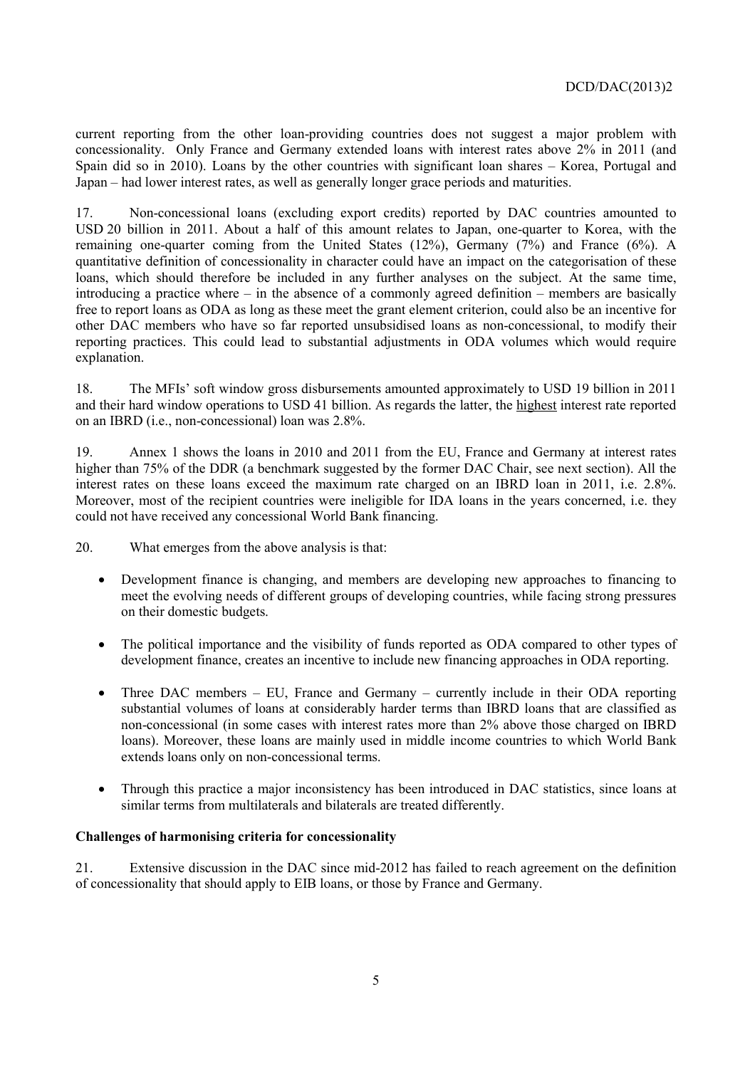current reporting from the other loan-providing countries does not suggest a major problem with concessionality. Only France and Germany extended loans with interest rates above 2% in 2011 (and Spain did so in 2010). Loans by the other countries with significant loan shares – Korea, Portugal and Japan – had lower interest rates, as well as generally longer grace periods and maturities.

17. Non-concessional loans (excluding export credits) reported by DAC countries amounted to USD 20 billion in 2011. About a half of this amount relates to Japan, one-quarter to Korea, with the remaining one-quarter coming from the United States (12%), Germany (7%) and France (6%). A quantitative definition of concessionality in character could have an impact on the categorisation of these loans, which should therefore be included in any further analyses on the subject. At the same time, introducing a practice where – in the absence of a commonly agreed definition – members are basically free to report loans as ODA as long as these meet the grant element criterion, could also be an incentive for other DAC members who have so far reported unsubsidised loans as non-concessional, to modify their reporting practices. This could lead to substantial adjustments in ODA volumes which would require explanation.

18. The MFIs' soft window gross disbursements amounted approximately to USD 19 billion in 2011 and their hard window operations to USD 41 billion. As regards the latter, the highest interest rate reported on an IBRD (i.e., non-concessional) loan was 2.8%.

19. Annex 1 shows the loans in 2010 and 2011 from the EU, France and Germany at interest rates higher than 75% of the DDR (a benchmark suggested by the former DAC Chair, see next section). All the interest rates on these loans exceed the maximum rate charged on an IBRD loan in 2011, i.e. 2.8%. Moreover, most of the recipient countries were ineligible for IDA loans in the years concerned, i.e. they could not have received any concessional World Bank financing.

20. What emerges from the above analysis is that:

- Development finance is changing, and members are developing new approaches to financing to meet the evolving needs of different groups of developing countries, while facing strong pressures on their domestic budgets.
- The political importance and the visibility of funds reported as ODA compared to other types of development finance, creates an incentive to include new financing approaches in ODA reporting.
- Three DAC members – EU, France and Germany – currently include in their ODA reporting substantial volumes of loans at considerably harder terms than IBRD loans that are classified as non-concessional (in some cases with interest rates more than 2% above those charged on IBRD loans). Moreover, these loans are mainly used in middle income countries to which World Bank extends loans only on non-concessional terms.
- Through this practice a major inconsistency has been introduced in DAC statistics, since loans at similar terms from multilaterals and bilaterals are treated differently.

**Challenges of harmonising criteria for concessionality**

21. Extensive discussion in the DAC since mid-2012 has failed to reach agreement on the definition of concessionality that should apply to EIB loans, or those by France and Germany.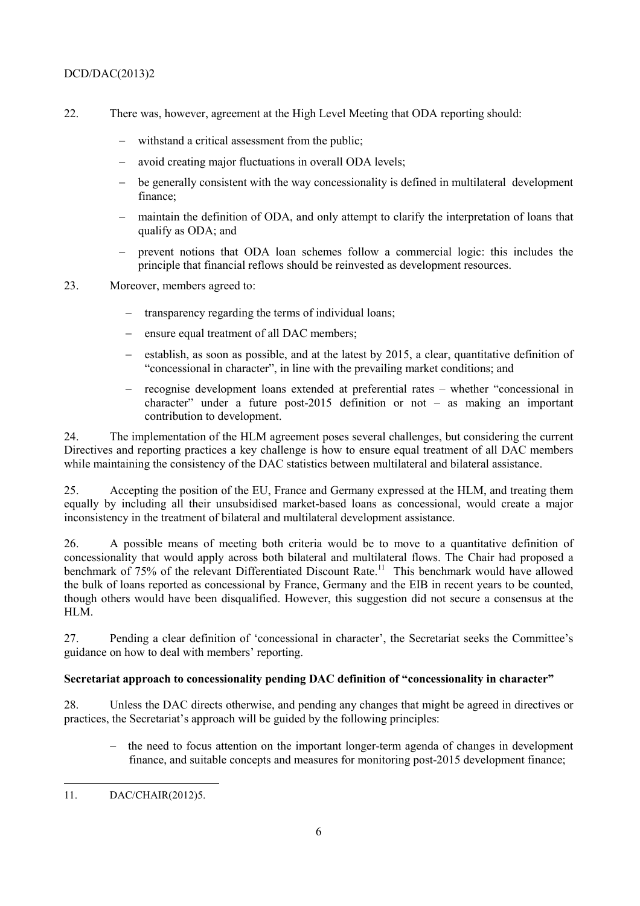22. There was, however, agreement at the High Level Meeting that ODA reporting should:

- withstand a critical assessment from the public;
- avoid creating major fluctuations in overall ODA levels;
- be generally consistent with the way concessionality is defined in multilateral development finance;
- maintain the definition of ODA, and only attempt to clarify the interpretation of loans that qualify as ODA; and
- prevent notions that ODA loan schemes follow a commercial logic: this includes the principle that financial reflows should be reinvested as development resources.

23. Moreover, members agreed to:

- transparency regarding the terms of individual loans;
- ensure equal treatment of all DAC members;
- establish, as soon as possible, and at the latest by 2015, a clear, quantitative definition of "concessional in character", in line with the prevailing market conditions; and
- recognise development loans extended at preferential rates – whether "concessional in character" under a future post-2015 definition or not – as making an important contribution to development.

24. The implementation of the HLM agreement poses several challenges, but considering the current Directives and reporting practices a key challenge is how to ensure equal treatment of all DAC members while maintaining the consistency of the DAC statistics between multilateral and bilateral assistance.

25. Accepting the position of the EU, France and Germany expressed at the HLM, and treating them equally by including all their unsubsidised market-based loans as concessional, would create a major inconsistency in the treatment of bilateral and multilateral development assistance.

26. A possible means of meeting both criteria would be to move to a quantitative definition of concessionality that would apply across both bilateral and multilateral flows. The Chair had proposed a benchmark of 75% of the relevant Differentiated Discount Rate.[11] This benchmark would have allowed the bulk of loans reported as concessional by France, Germany and the EIB in recent years to be counted, though others would have been disqualified. However, this suggestion did not secure a consensus at the HLM.

27. Pending a clear definition of 'concessional in character', the Secretariat seeks the Committee's guidance on how to deal with members' reporting.

**Secretariat approach to concessionality pending DAC definition of "concessionality in character"**

28. Unless the DAC directs otherwise, and pending any changes that might be agreed in directives or practices, the Secretariat's approach will be guided by the following principles:

- the need to focus attention on the important longer-term agenda of changes in development finance, and suitable concepts and measures for monitoring post-2015 development finance;

11. DAC/CHAIR(2012)5.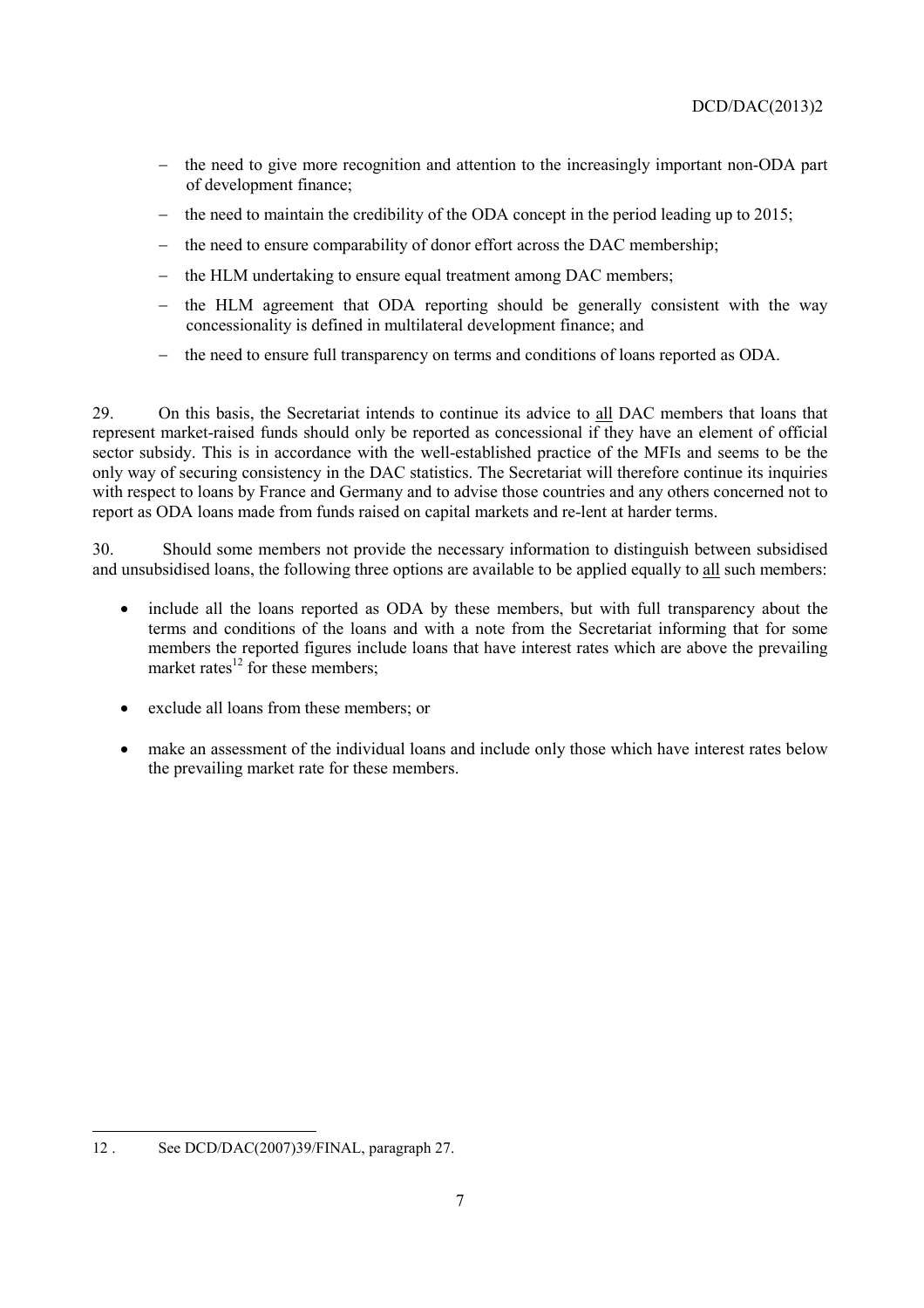- the need to give more recognition and attention to the increasingly important non-ODA part of development finance;
- the need to maintain the credibility of the ODA concept in the period leading up to 2015;
- the need to ensure comparability of donor effort across the DAC membership;
- the HLM undertaking to ensure equal treatment among DAC members;
- the HLM agreement that ODA reporting should be generally consistent with the way concessionality is defined in multilateral development finance; and
- the need to ensure full transparency on terms and conditions of loans reported as ODA.

29. On this basis, the Secretariat intends to continue its advice to all DAC members that loans that represent market-raised funds should only be reported as concessional if they have an element of official sector subsidy. This is in accordance with the well-established practice of the MFIs and seems to be the only way of securing consistency in the DAC statistics. The Secretariat will therefore continue its inquiries with respect to loans by France and Germany and to advise those countries and any others concerned not to report as ODA loans made from funds raised on capital markets and re-lent at harder terms.

30. Should some members not provide the necessary information to distinguish between subsidised and unsubsidised loans, the following three options are available to be applied equally to all such members:

- include all the loans reported as ODA by these members, but with full transparency about the terms and conditions of the loans and with a note from the Secretariat informing that for some members the reported figures include loans that have interest rates which are above the prevailing market rates[12] for these members;
- exclude all loans from these members; or
- make an assessment of the individual loans and include only those which have interest rates below the prevailing market rate for these members.

12 . See DCD/DAC(2007)39/FINAL, paragraph 27.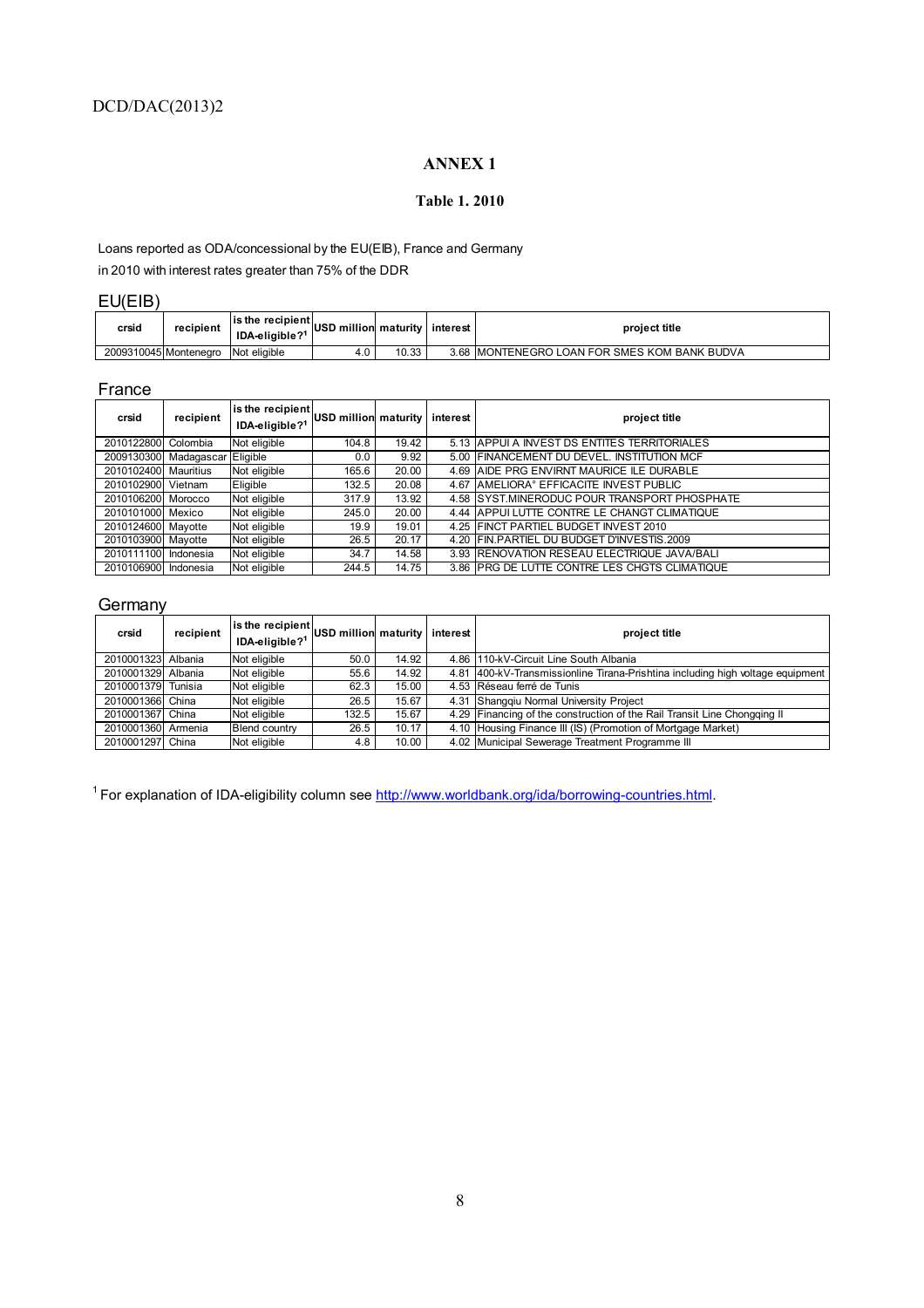## ANNEX 1

### Table 1. 2010

Loans reported as ODA/concessional by the EU(EIB), France and Germany
in 2010 with interest rates greater than 75% of the DDR

#### EU(EIB)

| crsid | recipient | is the recipient IDA-eligible?[1] | USD million | maturity | interest | project title |
|---|---|---|---|---|---|---|
| 2009310045 | Montenegro | Not eligible | 4.0 | 10.33 | 3.68 | MONTENEGRO LOAN FOR SMES KOM BANK BUDVA |

#### France

| crsid | recipient | is the recipient IDA-eligible?[1] | USD million | maturity | interest | project title |
|---|---|---|---|---|---|---|
| 2010122800 | Colombia | Not eligible | 104.8 | 19.42 | 5.13 | APPUI A INVEST DS ENTITES TERRITORIALES |
| 2009130300 | Madagascar | Eligible | 0.0 | 9.92 | 5.00 | FINANCEMENT DU DEVEL. INSTITUTION MCF |
| 2010102400 | Mauritius | Not eligible | 165.6 | 20.00 | 4.69 | AIDE PRG ENVIRNT MAURICE ILE DURABLE |
| 2010102900 | Vietnam | Eligible | 132.5 | 20.08 | 4.67 | AMELIORA° EFFICACITE INVEST PUBLIC |
| 2010106200 | Morocco | Not eligible | 317.9 | 13.92 | 4.58 | SYST.MINERODUC POUR TRANSPORT PHOSPHATE |
| 2010101000 | Mexico | Not eligible | 245.0 | 20.00 | 4.44 | APPUI LUTTE CONTRE LE CHANGT CLIMATIQUE |
| 2010124600 | Mayotte | Not eligible | 19.9 | 19.01 | 4.25 | FINCT PARTIEL BUDGET INVEST 2010 |
| 2010103900 | Mayotte | Not eligible | 26.5 | 20.17 | 4.20 | FIN.PARTIEL DU BUDGET D'INVESTIS.2009 |
| 2010111100 | Indonesia | Not eligible | 34.7 | 14.58 | 3.93 | RENOVATION RESEAU ELECTRIQUE JAVA/BALI |
| 2010106900 | Indonesia | Not eligible | 244.5 | 14.75 | 3.86 | PRG DE LUTTE CONTRE LES CHGTS CLIMATIQUE |

#### Germany

| crsid | recipient | is the recipient IDA-eligible?[1] | USD million | maturity | interest | project title |
|---|---|---|---|---|---|---|
| 2010001323 | Albania | Not eligible | 50.0 | 14.92 | 4.86 | 110-kV-Circuit Line South Albania |
| 2010001329 | Albania | Not eligible | 55.6 | 14.92 | 4.81 | 400-kV-Transmissionline Tirana-Prishtina including high voltage equipment |
| 2010001379 | Tunisia | Not eligible | 62.3 | 15.00 | 4.53 | Réseau ferré de Tunis |
| 2010001366 | China | Not eligible | 26.5 | 15.67 | 4.31 | Shangqiu Normal University Project |
| 2010001367 | China | Not eligible | 132.5 | 15.67 | 4.29 | Financing of the construction of the Rail Transit Line Chongqing II |
| 2010001360 | Armenia | Blend country | 26.5 | 10.17 | 4.10 | Housing Finance III (IS) (Promotion of Mortgage Market) |
| 2010001297 | China | Not eligible | 4.8 | 10.00 | 4.02 | Municipal Sewerage Treatment Programme III |

[1] For explanation of IDA-eligibility column see http://www.worldbank.org/ida/borrowing-countries.html.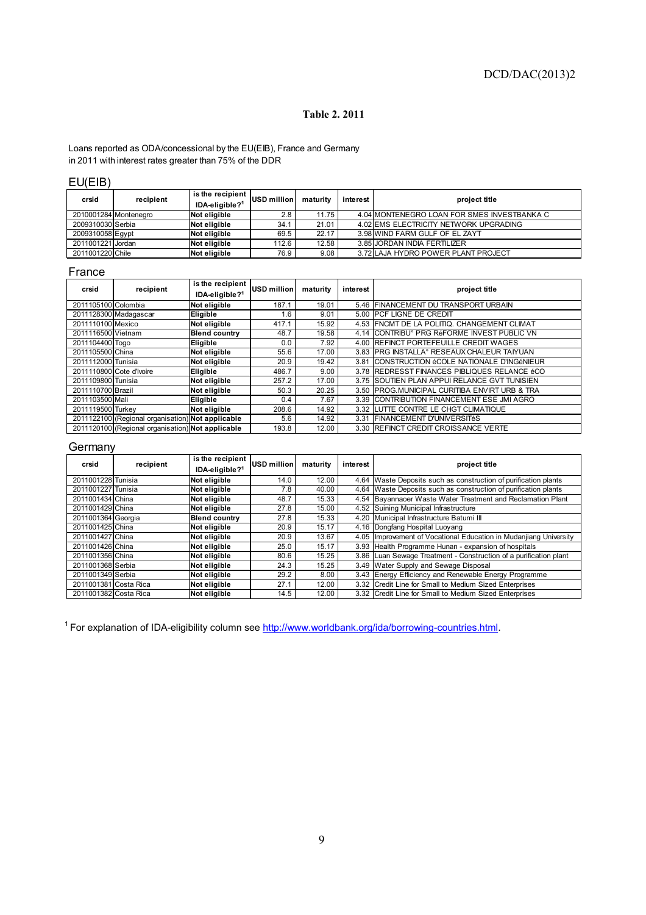## Table 2. 2011

Loans reported as ODA/concessional by the EU(EIB), France and Germany in 2011 with interest rates greater than 75% of the DDR

### EU(EIB)

| crsid | recipient | is the recipient IDA-eligible?[1] | USD million | maturity | interest | project title |
|---|---|---|---|---|---|---|
| 2010001284 | Montenegro | Not eligible | 2.8 | 11.75 | 4.04 | MONTENEGRO LOAN FOR SMES INVESTBANKA C |
| 2009310030 | Serbia | Not eligible | 34.1 | 21.01 | 4.02 | EMS ELECTRICITY NETWORK UPGRADING |
| 2009310058 | Egypt | Not eligible | 69.5 | 22.17 | 3.98 | WIND FARM GULF OF EL ZAYT |
| 2011001221 | Jordan | Not eligible | 112.6 | 12.58 | 3.85 | JORDAN INDIA FERTILIZER |
| 2011001220 | Chile | Not eligible | 76.9 | 9.08 | 3.72 | LAJA HYDRO POWER PLANT PROJECT |

### France

| crsid | recipient | is the recipient IDA-eligible?[1] | USD million | maturity | interest | project title |
|---|---|---|---|---|---|---|
| 2011105100 | Colombia | Not eligible | 187.1 | 19.01 | 5.46 | FINANCEMENT DU TRANSPORT URBAIN |
| 2011128300 | Madagascar | Eligible | 1.6 | 9.01 | 5.00 | PCF LIGNE DE CREDIT |
| 2011110100 | Mexico | Not eligible | 417.1 | 15.92 | 4.53 | FNCMT DE LA POLITIQ. CHANGEMENT CLIMAT |
| 2011116500 | Vietnam | Blend country | 48.7 | 19.58 | 4.14 | CONTRIBU° PRG RéFORME INVEST PUBLIC VN |
| 2011104400 | Togo | Eligible | 0.0 | 7.92 | 4.00 | REFINCT PORTEFEUILLE CREDIT WAGES |
| 2011105500 | China | Not eligible | 55.6 | 17.00 | 3.83 | PRG INSTALLA° RESEAUX CHALEUR TAIYUAN |
| 2011112000 | Tunisia | Not eligible | 20.9 | 19.42 | 3.81 | CONSTRUCTION éCOLE NATIONALE D'INGéNIEUR |
| 2011110800 | Cote d'Ivoire | Eligible | 486.7 | 9.00 | 3.78 | REDRESST FINANCES PIBLIQUES RELANCE éCO |
| 2011109800 | Tunisia | Not eligible | 257.2 | 17.00 | 3.75 | SOUTIEN PLAN APPUI RELANCE GVT TUNISIEN |
| 2011110700 | Brazil | Not eligible | 50.3 | 20.25 | 3.50 | PROG.MUNICIPAL CURITIBA ENVIRT URB & TRA |
| 2011103500 | Mali | Eligible | 0.4 | 7.67 | 3.39 | CONTRIBUTION FINANCEMENT ESE JMI AGRO |
| 2011119500 | Turkey | Not eligible | 208.6 | 14.92 | 3.32 | LUTTE CONTRE LE CHGT CLIMATIQUE |
| 2011122100 | (Regional organisation) | Not applicable | 5.6 | 14.92 | 3.31 | FINANCEMENT D'UNIVERSITéS |
| 2011120100 | (Regional organisation) | Not applicable | 193.8 | 12.00 | 3.30 | REFINCT CREDIT CROISSANCE VERTE |

### Germany

| crsid | recipient | is the recipient IDA-eligible?[1] | USD million | maturity | interest | project title |
|---|---|---|---|---|---|---|
| 2011001228 | Tunisia | Not eligible | 14.0 | 12.00 | 4.64 | Waste Deposits such as construction of purification plants |
| 2011001227 | Tunisia | Not eligible | 7.8 | 40.00 | 4.64 | Waste Deposits such as construction of purification plants |
| 2011001434 | China | Not eligible | 48.7 | 15.33 | 4.54 | Bayannaoer Waste Water Treatment and Reclamation Plant |
| 2011001429 | China | Not eligible | 27.8 | 15.00 | 4.52 | Suining Municipal Infrastructure |
| 2011001364 | Georgia | Blend country | 27.8 | 15.33 | 4.20 | Municipal Infrastructure Batumi III |
| 2011001425 | China | Not eligible | 20.9 | 15.17 | 4.16 | Dongfang Hospital Luoyang |
| 2011001427 | China | Not eligible | 20.9 | 13.67 | 4.05 | Improvement of Vocational Education in Mudanjiang University |
| 2011001426 | China | Not eligible | 25.0 | 15.17 | 3.93 | Health Programme Hunan - expansion of hospitals |
| 2011001356 | China | Not eligible | 80.6 | 15.25 | 3.86 | Luan Sewage Treatment - Construction of a purification plant |
| 2011001368 | Serbia | Not eligible | 24.3 | 15.25 | 3.49 | Water Supply and Sewage Disposal |
| 2011001349 | Serbia | Not eligible | 29.2 | 8.00 | 3.43 | Energy Efficiency and Renewable Energy Programme |
| 2011001381 | Costa Rica | Not eligible | 27.1 | 12.00 | 3.32 | Credit Line for Small to Medium Sized Enterprises |
| 2011001382 | Costa Rica | Not eligible | 14.5 | 12.00 | 3.32 | Credit Line for Small to Medium Sized Enterprises |

[1] For explanation of IDA-eligibility column see http://www.worldbank.org/ida/borrowing-countries.html.